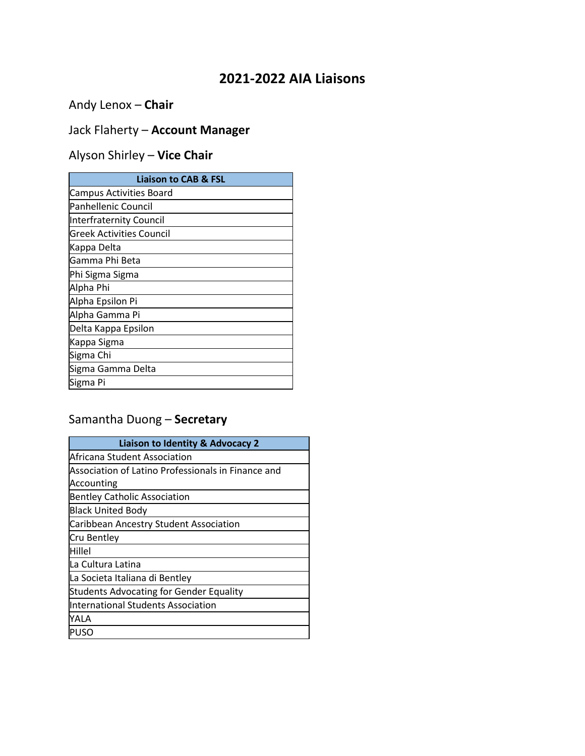# 2021-2022 AIA Liaisons

Andy Lenox – **Chair**

Jack Flaherty – **Account Manager**

Alyson Shirley – **Vice Chair**

| Liaison to CAB & FSL |
| --- |
| Campus Activities Board |
| Panhellenic Council |
| Interfraternity Council |
| Greek Activities Council |
| Kappa Delta |
| Gamma Phi Beta |
| Phi Sigma Sigma |
| Alpha Phi |
| Alpha Epsilon Pi |
| Alpha Gamma Pi |
| Delta Kappa Epsilon |
| Kappa Sigma |
| Sigma Chi |
| Sigma Gamma Delta |
| Sigma Pi |

Samantha Duong – **Secretary**

| Liaison to Identity & Advocacy 2 |
| --- |
| Africana Student Association |
| Association of Latino Professionals in Finance and Accounting |
| Bentley Catholic Association |
| Black United Body |
| Caribbean Ancestry Student Association |
| Cru Bentley |
| Hillel |
| La Cultura Latina |
| La Societa Italiana di Bentley |
| Students Advocating for Gender Equality |
| International Students Association |
| YALA |
| PUSO |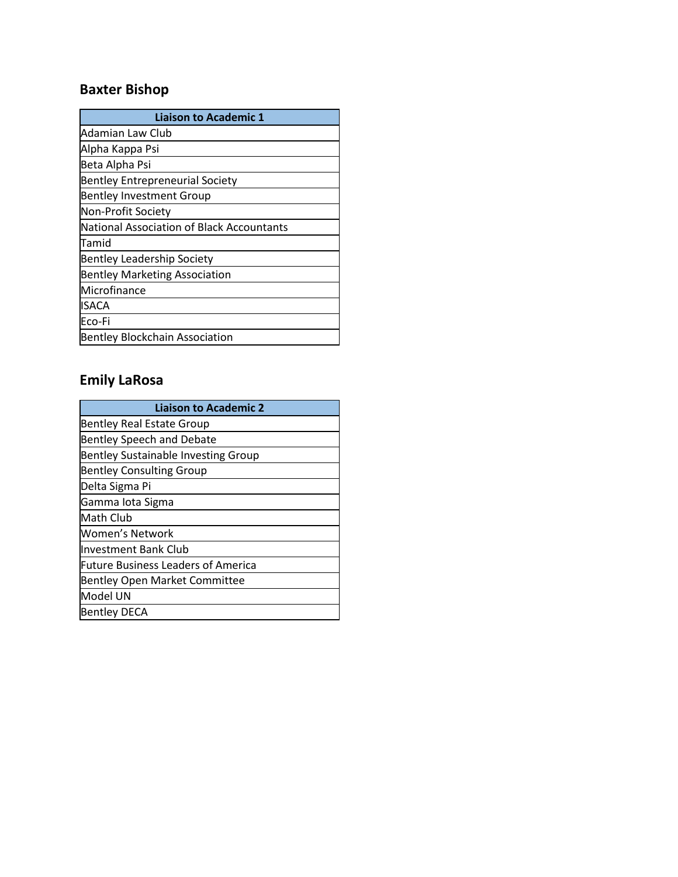## Baxter Bishop

| Liaison to Academic 1 |
|---|
| Adamian Law Club |
| Alpha Kappa Psi |
| Beta Alpha Psi |
| Bentley Entrepreneurial Society |
| Bentley Investment Group |
| Non-Profit Society |
| National Association of Black Accountants |
| Tamid |
| Bentley Leadership Society |
| Bentley Marketing Association |
| Microfinance |
| ISACA |
| Eco-Fi |
| Bentley Blockchain Association |

## Emily LaRosa

| Liaison to Academic 2 |
|---|
| Bentley Real Estate Group |
| Bentley Speech and Debate |
| Bentley Sustainable Investing Group |
| Bentley Consulting Group |
| Delta Sigma Pi |
| Gamma Iota Sigma |
| Math Club |
| Women's Network |
| Investment Bank Club |
| Future Business Leaders of America |
| Bentley Open Market Committee |
| Model UN |
| Bentley DECA |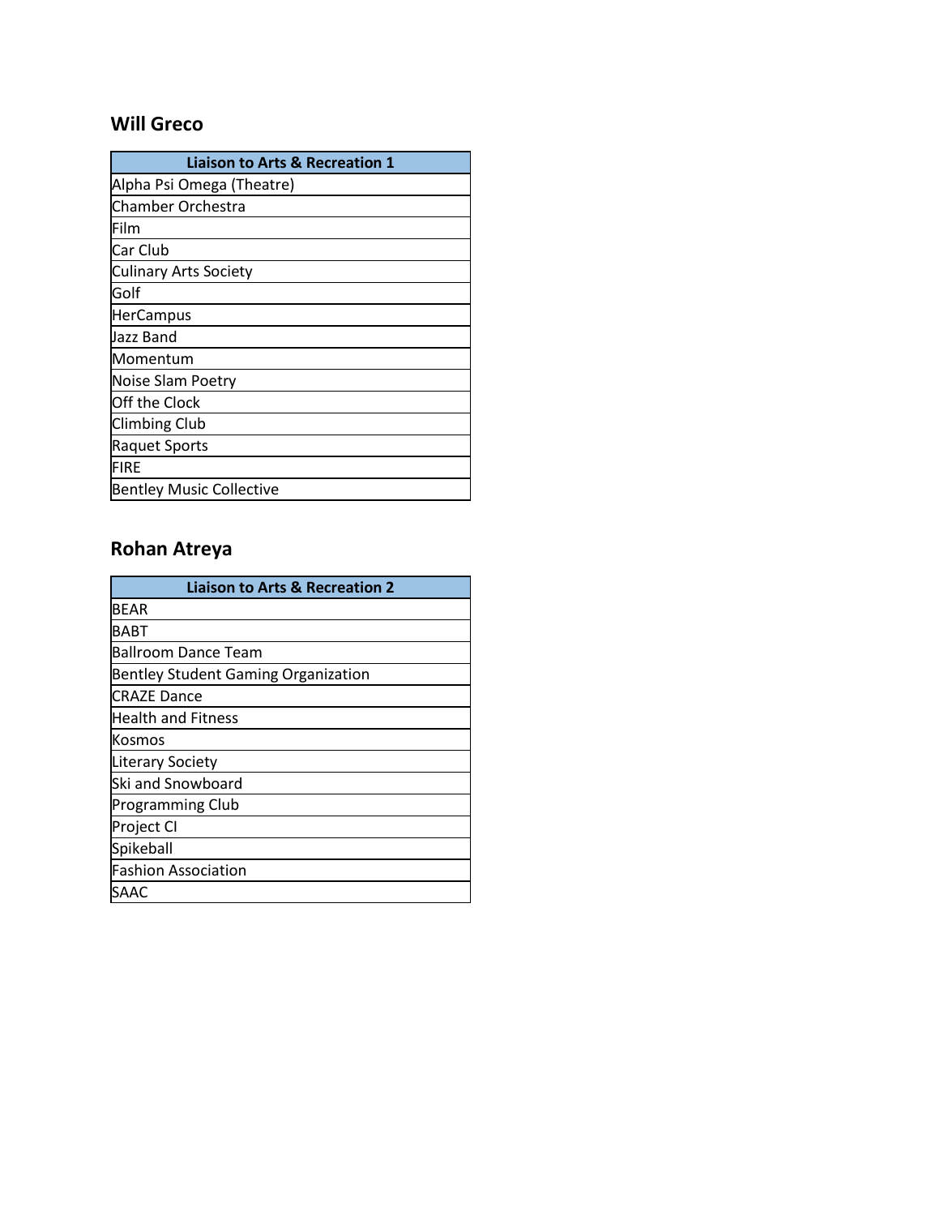## Will Greco

| Liaison to Arts & Recreation 1 |
| --- |
| Alpha Psi Omega (Theatre) |
| Chamber Orchestra |
| Film |
| Car Club |
| Culinary Arts Society |
| Golf |
| HerCampus |
| Jazz Band |
| Momentum |
| Noise Slam Poetry |
| Off the Clock |
| Climbing Club |
| Raquet Sports |
| FIRE |
| Bentley Music Collective |

## Rohan Atreya

| Liaison to Arts & Recreation 2 |
| --- |
| BEAR |
| BABT |
| Ballroom Dance Team |
| Bentley Student Gaming Organization |
| CRAZE Dance |
| Health and Fitness |
| Kosmos |
| Literary Society |
| Ski and Snowboard |
| Programming Club |
| Project CI |
| Spikeball |
| Fashion Association |
| SAAC |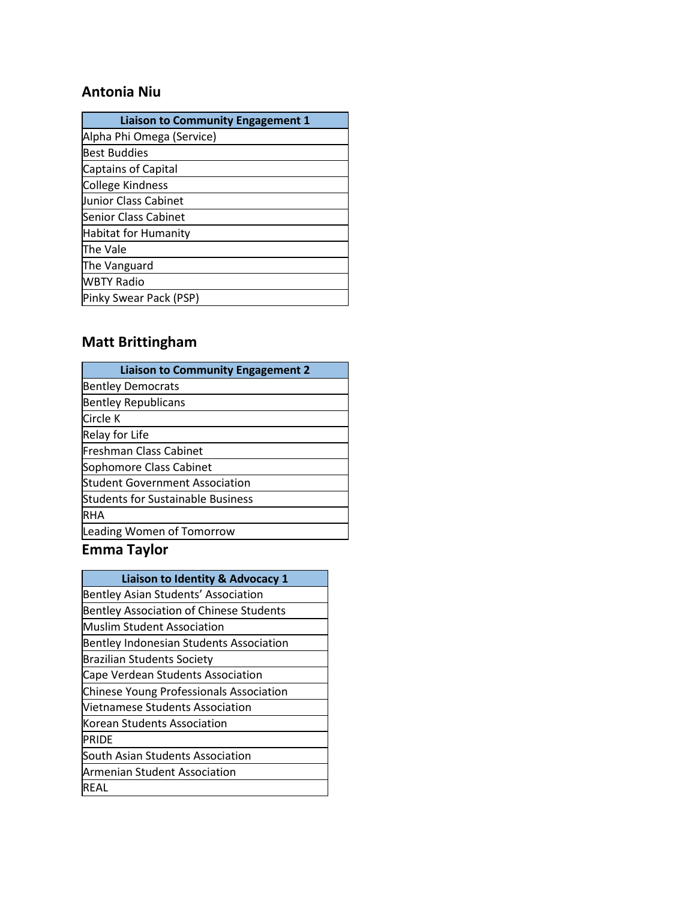## Antonia Niu

| Liaison to Community Engagement 1 |
| --- |
| Alpha Phi Omega (Service) |
| Best Buddies |
| Captains of Capital |
| College Kindness |
| Junior Class Cabinet |
| Senior Class Cabinet |
| Habitat for Humanity |
| The Vale |
| The Vanguard |
| WBTY Radio |
| Pinky Swear Pack (PSP) |

## Matt Brittingham

| Liaison to Community Engagement 2 |
| --- |
| Bentley Democrats |
| Bentley Republicans |
| Circle K |
| Relay for Life |
| Freshman Class Cabinet |
| Sophomore Class Cabinet |
| Student Government Association |
| Students for Sustainable Business |
| RHA |
| Leading Women of Tomorrow |

## Emma Taylor

| Liaison to Identity & Advocacy 1 |
| --- |
| Bentley Asian Students' Association |
| Bentley Association of Chinese Students |
| Muslim Student Association |
| Bentley Indonesian Students Association |
| Brazilian Students Society |
| Cape Verdean Students Association |
| Chinese Young Professionals Association |
| Vietnamese Students Association |
| Korean Students Association |
| PRIDE |
| South Asian Students Association |
| Armenian Student Association |
| REAL |